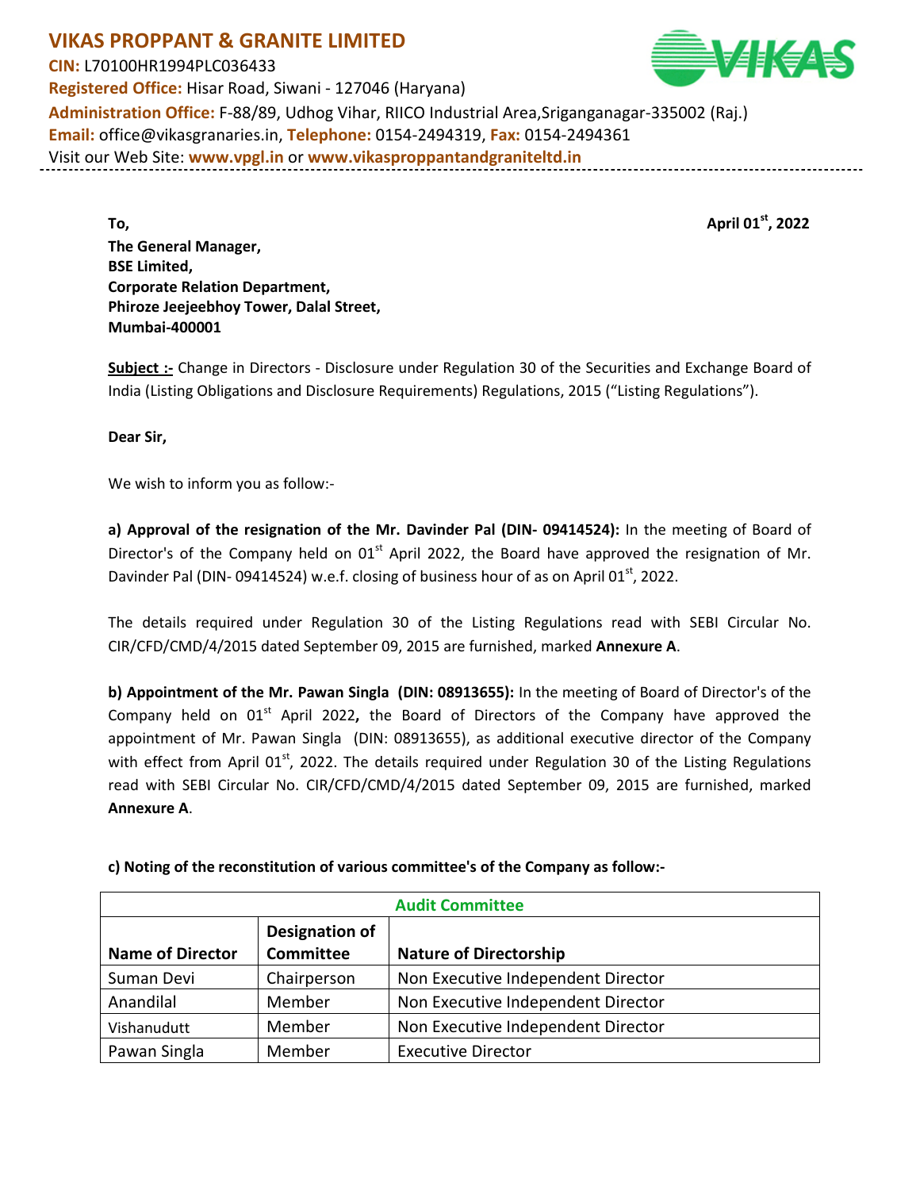# VIKAS PROPPANT & GRANITE LIMITED

**CIN:** L70100HR1994PLC036433
**Registered Office:** Hisar Road, Siwani - 127046 (Haryana)
**Administration Office:** F-88/89, Udhog Vihar, RIICO Industrial Area,Sriganganagar-335002 (Raj.)
**Email:** office@vikasgranaries.in, **Telephone:** 0154-2494319, **Fax:** 0154-2494361
Visit our Web Site: **www.vpgl.in** or **www.vikasproppantandgraniteltd.in**

---

**To,** **April 01st, 2022**

**The General Manager,**
**BSE Limited,**
**Corporate Relation Department,**
**Phiroze Jeejeebhoy Tower, Dalal Street,**
**Mumbai-400001**

**Subject :-** Change in Directors - Disclosure under Regulation 30 of the Securities and Exchange Board of India (Listing Obligations and Disclosure Requirements) Regulations, 2015 ("Listing Regulations").

**Dear Sir,**

We wish to inform you as follow:-

**a) Approval of the resignation of the Mr. Davinder Pal (DIN- 09414524):** In the meeting of Board of Director's of the Company held on 01st April 2022, the Board have approved the resignation of Mr. Davinder Pal (DIN- 09414524) w.e.f. closing of business hour of as on April 01st, 2022.

The details required under Regulation 30 of the Listing Regulations read with SEBI Circular No. CIR/CFD/CMD/4/2015 dated September 09, 2015 are furnished, marked **Annexure A**.

**b) Appointment of the Mr. Pawan Singla (DIN: 08913655):** In the meeting of Board of Director's of the Company held on 01st April 2022**,** the Board of Directors of the Company have approved the appointment of Mr. Pawan Singla (DIN: 08913655), as additional executive director of the Company with effect from April 01st, 2022. The details required under Regulation 30 of the Listing Regulations read with SEBI Circular No. CIR/CFD/CMD/4/2015 dated September 09, 2015 are furnished, marked **Annexure A**.

**c) Noting of the reconstitution of various committee's of the Company as follow:-**

| Audit Committee | | |
|---|---|---|
| **Name of Director** | **Designation of Committee** | **Nature of Directorship** |
| Suman Devi | Chairperson | Non Executive Independent Director |
| Anandilal | Member | Non Executive Independent Director |
| Vishanudutt | Member | Non Executive Independent Director |
| Pawan Singla | Member | Executive Director |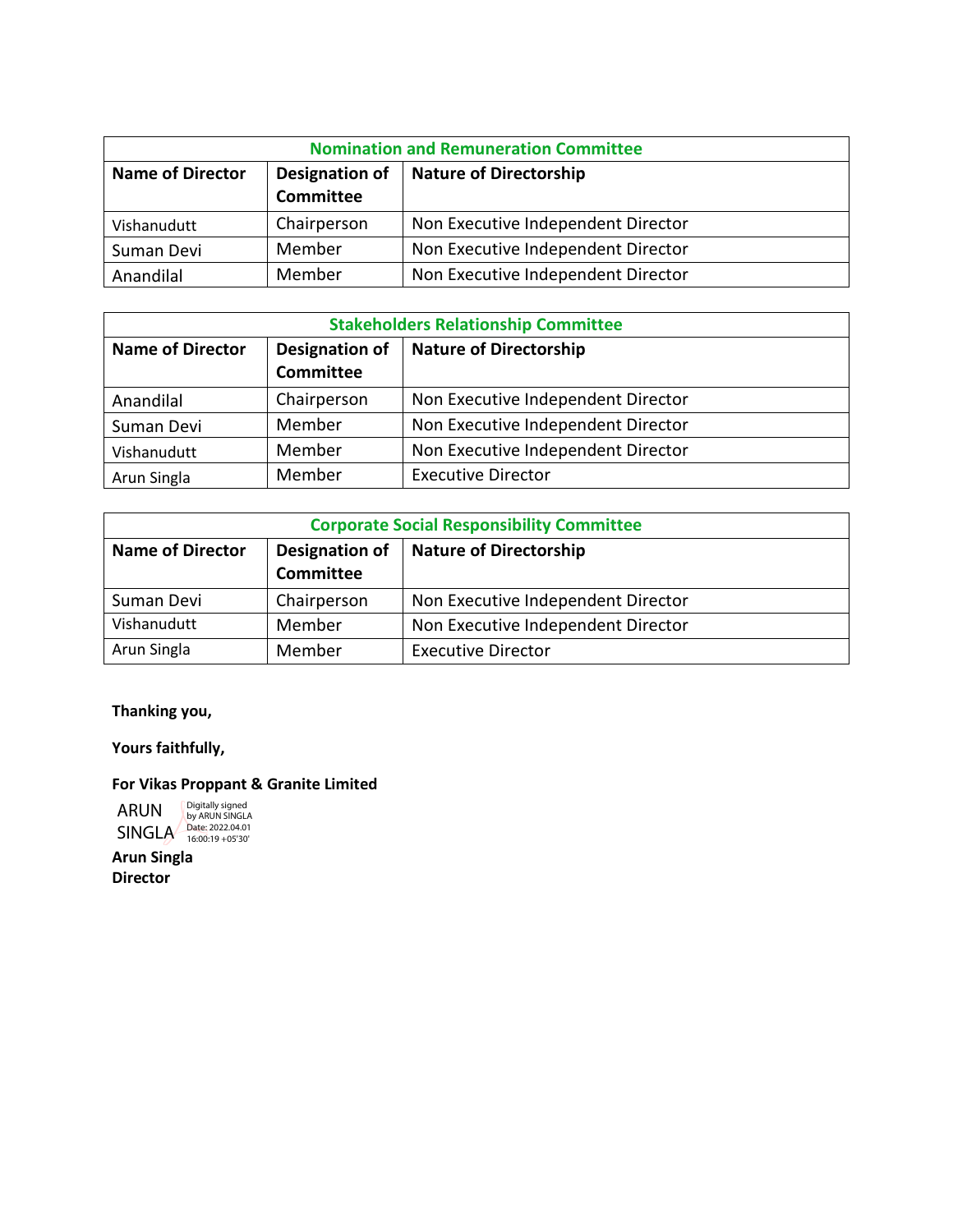| Nomination and Remuneration Committee | | |
|---|---|---|
| **Name of Director** | **Designation of Committee** | **Nature of Directorship** |
| Vishanudutt | Chairperson | Non Executive Independent Director |
| Suman Devi | Member | Non Executive Independent Director |
| Anandilal | Member | Non Executive Independent Director |

| Stakeholders Relationship Committee | | |
|---|---|---|
| **Name of Director** | **Designation of Committee** | **Nature of Directorship** |
| Anandilal | Chairperson | Non Executive Independent Director |
| Suman Devi | Member | Non Executive Independent Director |
| Vishanudutt | Member | Non Executive Independent Director |
| Arun Singla | Member | Executive Director |

| Corporate Social Responsibility Committee | | |
|---|---|---|
| **Name of Director** | **Designation of Committee** | **Nature of Directorship** |
| Suman Devi | Chairperson | Non Executive Independent Director |
| Vishanudutt | Member | Non Executive Independent Director |
| Arun Singla | Member | Executive Director |

**Thanking you,**

**Yours faithfully,**

**For Vikas Proppant & Granite Limited**

ARUN SINGLA Digitally signed by ARUN SINGLA Date: 2022.04.01 16:00:19 +05'30'

**Arun Singla**
**Director**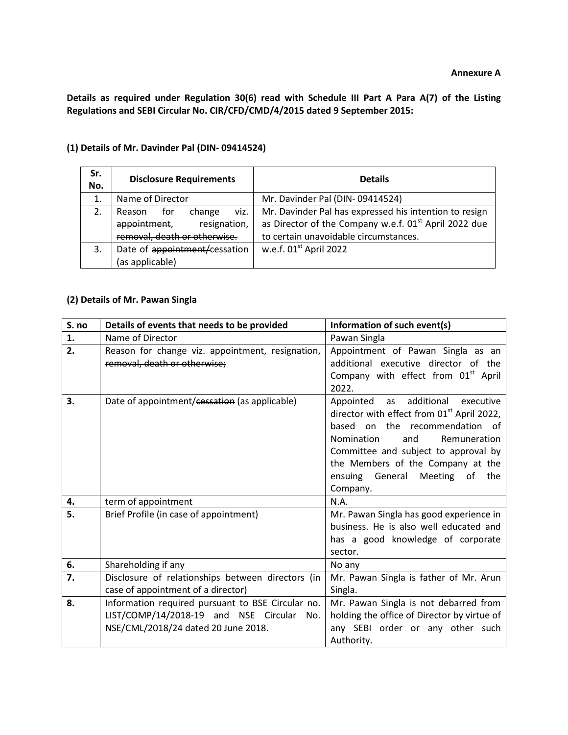**Annexure A**

**Details as required under Regulation 30(6) read with Schedule III Part A Para A(7) of the Listing Regulations and SEBI Circular No. CIR/CFD/CMD/4/2015 dated 9 September 2015:**

**(1) Details of Mr. Davinder Pal (DIN- 09414524)**

| Sr. No. | Disclosure Requirements | Details |
|---|---|---|
| 1. | Name of Director | Mr. Davinder Pal (DIN- 09414524) |
| 2. | Reason for change viz. ~~appointment~~, resignation, ~~removal, death or otherwise.~~ | Mr. Davinder Pal has expressed his intention to resign as Director of the Company w.e.f. 01st April 2022 due to certain unavoidable circumstances. |
| 3. | Date of ~~appointment/~~cessation (as applicable) | w.e.f. 01st April 2022 |

**(2) Details of Mr. Pawan Singla**

| S. no | Details of events that needs to be provided | Information of such event(s) |
|---|---|---|
| **1.** | Name of Director | Pawan Singla |
| **2.** | Reason for change viz. appointment, ~~resignation, removal, death or otherwise;~~ | Appointment of Pawan Singla as an additional executive director of the Company with effect from 01st April 2022. |
| **3.** | Date of appointment/~~cessation~~ (as applicable) | Appointed as additional executive director with effect from 01st April 2022, based on the recommendation of Nomination and Remuneration Committee and subject to approval by the Members of the Company at the ensuing General Meeting of the Company. |
| **4.** | term of appointment | N.A. |
| **5.** | Brief Profile (in case of appointment) | Mr. Pawan Singla has good experience in business. He is also well educated and has a good knowledge of corporate sector. |
| **6.** | Shareholding if any | No any |
| **7.** | Disclosure of relationships between directors (in case of appointment of a director) | Mr. Pawan Singla is father of Mr. Arun Singla. |
| **8.** | Information required pursuant to BSE Circular no. LIST/COMP/14/2018-19 and NSE Circular No. NSE/CML/2018/24 dated 20 June 2018. | Mr. Pawan Singla is not debarred from holding the office of Director by virtue of any SEBI order or any other such Authority. |